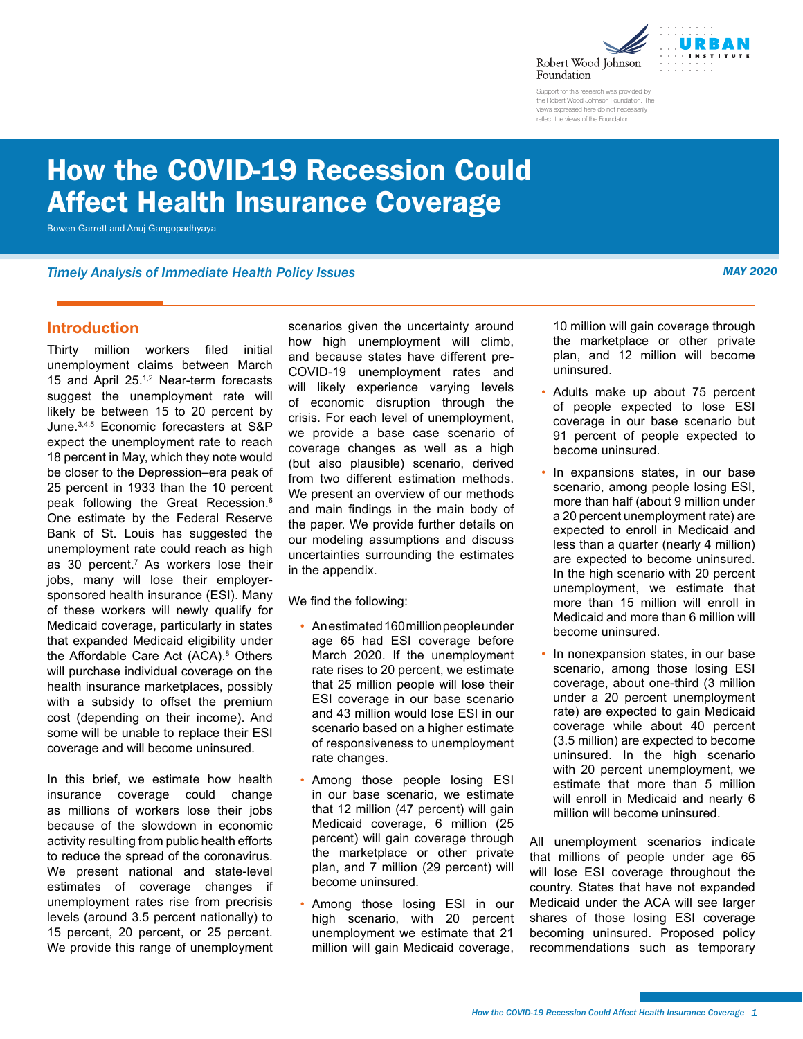Robert Wood Johnson Foundation

URBAN INSTITUTE

Support for this research was provided by the Robert Wood Johnson Foundation. The views expressed here do not necessarily reflect the views of the Foundation.

# How the COVID-19 Recession Could Affect Health Insurance Coverage

Bowen Garrett and Anuj Gangopadhyaya

*Timely Analysis of Immediate Health Policy Issues*

*MAY 2020*

## Introduction

Thirty million workers filed initial unemployment claims between March 15 and April 25.[1,2] Near-term forecasts suggest the unemployment rate will likely be between 15 to 20 percent by June.[3,4,5] Economic forecasters at S&P expect the unemployment rate to reach 18 percent in May, which they note would be closer to the Depression–era peak of 25 percent in 1933 than the 10 percent peak following the Great Recession.[6] One estimate by the Federal Reserve Bank of St. Louis has suggested the unemployment rate could reach as high as 30 percent.[7] As workers lose their jobs, many will lose their employer-sponsored health insurance (ESI). Many of these workers will newly qualify for Medicaid coverage, particularly in states that expanded Medicaid eligibility under the Affordable Care Act (ACA).[8] Others will purchase individual coverage on the health insurance marketplaces, possibly with a subsidy to offset the premium cost (depending on their income). And some will be unable to replace their ESI coverage and will become uninsured.

In this brief, we estimate how health insurance coverage could change as millions of workers lose their jobs because of the slowdown in economic activity resulting from public health efforts to reduce the spread of the coronavirus. We present national and state-level estimates of coverage changes if unemployment rates rise from precrisis levels (around 3.5 percent nationally) to 15 percent, 20 percent, or 25 percent. We provide this range of unemployment scenarios given the uncertainty around how high unemployment will climb, and because states have different pre-COVID-19 unemployment rates and will likely experience varying levels of economic disruption through the crisis. For each level of unemployment, we provide a base case scenario of coverage changes as well as a high (but also plausible) scenario, derived from two different estimation methods. We present an overview of our methods and main findings in the main body of the paper. We provide further details on our modeling assumptions and discuss uncertainties surrounding the estimates in the appendix.

We find the following:

- An estimated 160 million people under age 65 had ESI coverage before March 2020. If the unemployment rate rises to 20 percent, we estimate that 25 million people will lose their ESI coverage in our base scenario and 43 million would lose ESI in our scenario based on a higher estimate of responsiveness to unemployment rate changes.
- Among those people losing ESI in our base scenario, we estimate that 12 million (47 percent) will gain Medicaid coverage, 6 million (25 percent) will gain coverage through the marketplace or other private plan, and 7 million (29 percent) will become uninsured.
- Among those losing ESI in our high scenario, with 20 percent unemployment we estimate that 21 million will gain Medicaid coverage, 10 million will gain coverage through the marketplace or other private plan, and 12 million will become uninsured.
- Adults make up about 75 percent of people expected to lose ESI coverage in our base scenario but 91 percent of people expected to become uninsured.
- In expansions states, in our base scenario, among people losing ESI, more than half (about 9 million under a 20 percent unemployment rate) are expected to enroll in Medicaid and less than a quarter (nearly 4 million) are expected to become uninsured. In the high scenario with 20 percent unemployment, we estimate that more than 15 million will enroll in Medicaid and more than 6 million will become uninsured.
- In nonexpansion states, in our base scenario, among those losing ESI coverage, about one-third (3 million under a 20 percent unemployment rate) are expected to gain Medicaid coverage while about 40 percent (3.5 million) are expected to become uninsured. In the high scenario with 20 percent unemployment, we estimate that more than 5 million will enroll in Medicaid and nearly 6 million will become uninsured.

All unemployment scenarios indicate that millions of people under age 65 will lose ESI coverage throughout the country. States that have not expanded Medicaid under the ACA will see larger shares of those losing ESI coverage becoming uninsured. Proposed policy recommendations such as temporary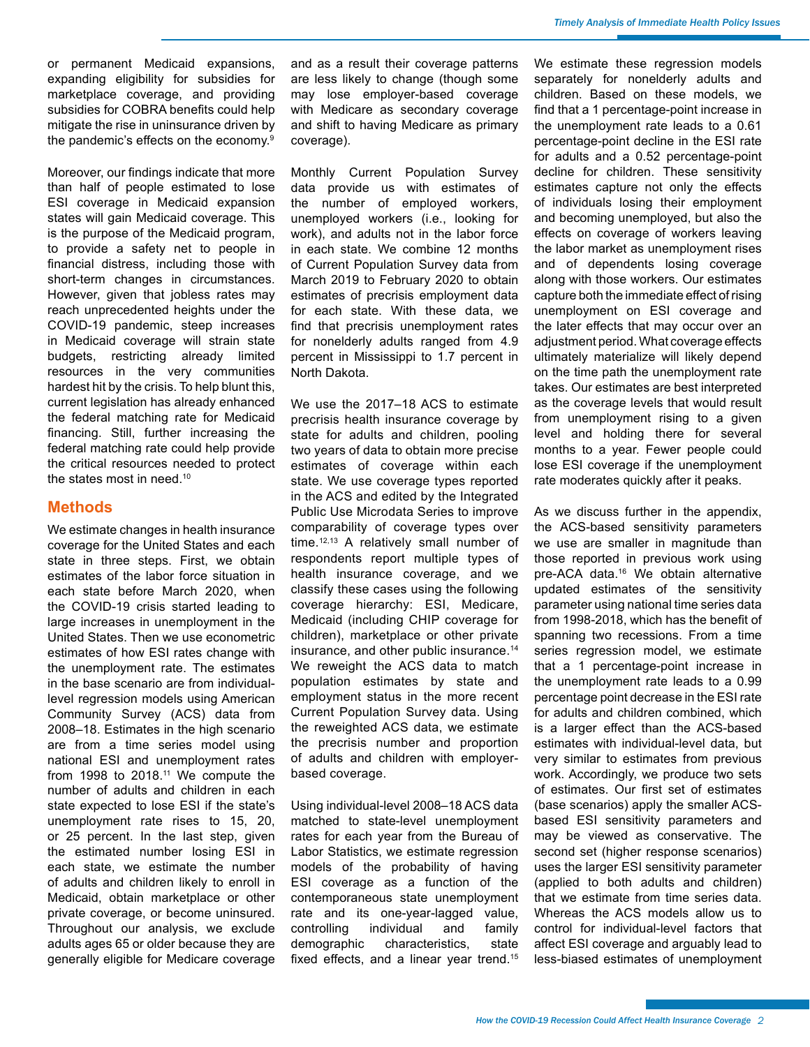or permanent Medicaid expansions, expanding eligibility for subsidies for marketplace coverage, and providing subsidies for COBRA benefits could help mitigate the rise in uninsurance driven by the pandemic's effects on the economy.[9]

Moreover, our findings indicate that more than half of people estimated to lose ESI coverage in Medicaid expansion states will gain Medicaid coverage. This is the purpose of the Medicaid program, to provide a safety net to people in financial distress, including those with short-term changes in circumstances. However, given that jobless rates may reach unprecedented heights under the COVID-19 pandemic, steep increases in Medicaid coverage will strain state budgets, restricting already limited resources in the very communities hardest hit by the crisis. To help blunt this, current legislation has already enhanced the federal matching rate for Medicaid financing. Still, further increasing the federal matching rate could help provide the critical resources needed to protect the states most in need.[10]

## Methods

We estimate changes in health insurance coverage for the United States and each state in three steps. First, we obtain estimates of the labor force situation in each state before March 2020, when the COVID-19 crisis started leading to large increases in unemployment in the United States. Then we use econometric estimates of how ESI rates change with the unemployment rate. The estimates in the base scenario are from individual-level regression models using American Community Survey (ACS) data from 2008–18. Estimates in the high scenario are from a time series model using national ESI and unemployment rates from 1998 to 2018.[11] We compute the number of adults and children in each state expected to lose ESI if the state's unemployment rate rises to 15, 20, or 25 percent. In the last step, given the estimated number losing ESI in each state, we estimate the number of adults and children likely to enroll in Medicaid, obtain marketplace or other private coverage, or become uninsured. Throughout our analysis, we exclude adults ages 65 or older because they are generally eligible for Medicare coverage and as a result their coverage patterns are less likely to change (though some may lose employer-based coverage with Medicare as secondary coverage and shift to having Medicare as primary coverage).

Monthly Current Population Survey data provide us with estimates of the number of employed workers, unemployed workers (i.e., looking for work), and adults not in the labor force in each state. We combine 12 months of Current Population Survey data from March 2019 to February 2020 to obtain estimates of precrisis employment data for each state. With these data, we find that precrisis unemployment rates for nonelderly adults ranged from 4.9 percent in Mississippi to 1.7 percent in North Dakota.

We use the 2017–18 ACS to estimate precrisis health insurance coverage by state for adults and children, pooling two years of data to obtain more precise estimates of coverage within each state. We use coverage types reported in the ACS and edited by the Integrated Public Use Microdata Series to improve comparability of coverage types over time.[12,13] A relatively small number of respondents report multiple types of health insurance coverage, and we classify these cases using the following coverage hierarchy: ESI, Medicare, Medicaid (including CHIP coverage for children), marketplace or other private insurance, and other public insurance.[14] We reweight the ACS data to match population estimates by state and employment status in the more recent Current Population Survey data. Using the reweighted ACS data, we estimate the precrisis number and proportion of adults and children with employer-based coverage.

Using individual-level 2008–18 ACS data matched to state-level unemployment rates for each year from the Bureau of Labor Statistics, we estimate regression models of the probability of having ESI coverage as a function of the contemporaneous state unemployment rate and its one-year-lagged value, controlling individual and family demographic characteristics, state fixed effects, and a linear year trend.[15] We estimate these regression models separately for nonelderly adults and children. Based on these models, we find that a 1 percentage-point increase in the unemployment rate leads to a 0.61 percentage-point decline in the ESI rate for adults and a 0.52 percentage-point decline for children. These sensitivity estimates capture not only the effects of individuals losing their employment and becoming unemployed, but also the effects on coverage of workers leaving the labor market as unemployment rises and of dependents losing coverage along with those workers. Our estimates capture both the immediate effect of rising unemployment on ESI coverage and the later effects that may occur over an adjustment period. What coverage effects ultimately materialize will likely depend on the time path the unemployment rate takes. Our estimates are best interpreted as the coverage levels that would result from unemployment rising to a given level and holding there for several months to a year. Fewer people could lose ESI coverage if the unemployment rate moderates quickly after it peaks.

As we discuss further in the appendix, the ACS-based sensitivity parameters we use are smaller in magnitude than those reported in previous work using pre-ACA data.[16] We obtain alternative updated estimates of the sensitivity parameter using national time series data from 1998-2018, which has the benefit of spanning two recessions. From a time series regression model, we estimate that a 1 percentage-point increase in the unemployment rate leads to a 0.99 percentage point decrease in the ESI rate for adults and children combined, which is a larger effect than the ACS-based estimates with individual-level data, but very similar to estimates from previous work. Accordingly, we produce two sets of estimates. Our first set of estimates (base scenarios) apply the smaller ACS-based ESI sensitivity parameters and may be viewed as conservative. The second set (higher response scenarios) uses the larger ESI sensitivity parameter (applied to both adults and children) that we estimate from time series data. Whereas the ACS models allow us to control for individual-level factors that affect ESI coverage and arguably lead to less-biased estimates of unemployment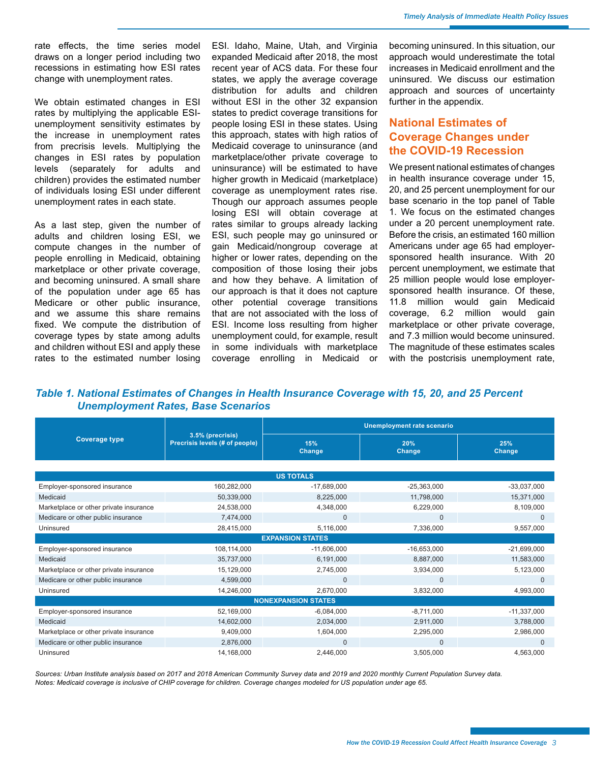rate effects, the time series model draws on a longer period including two recessions in estimating how ESI rates change with unemployment rates.

We obtain estimated changes in ESI rates by multiplying the applicable ESI-unemployment sensitivity estimates by the increase in unemployment rates from precrisis levels. Multiplying the changes in ESI rates by population levels (separately for adults and children) provides the estimated number of individuals losing ESI under different unemployment rates in each state.

As a last step, given the number of adults and children losing ESI, we compute changes in the number of people enrolling in Medicaid, obtaining marketplace or other private coverage, and becoming uninsured. A small share of the population under age 65 has Medicare or other public insurance, and we assume this share remains fixed. We compute the distribution of coverage types by state among adults and children without ESI and apply these rates to the estimated number losing ESI. Idaho, Maine, Utah, and Virginia expanded Medicaid after 2018, the most recent year of ACS data. For these four states, we apply the average coverage distribution for adults and children without ESI in the other 32 expansion states to predict coverage transitions for people losing ESI in these states. Using this approach, states with high ratios of Medicaid coverage to uninsurance (and marketplace/other private coverage to uninsurance) will be estimated to have higher growth in Medicaid (marketplace) coverage as unemployment rates rise. Though our approach assumes people losing ESI will obtain coverage at rates similar to groups already lacking ESI, such people may go uninsured or gain Medicaid/nongroup coverage at higher or lower rates, depending on the composition of those losing their jobs and how they behave. A limitation of our approach is that it does not capture other potential coverage transitions that are not associated with the loss of ESI. Income loss resulting from higher unemployment could, for example, result in some individuals with marketplace coverage enrolling in Medicaid or becoming uninsured. In this situation, our approach would underestimate the total increases in Medicaid enrollment and the uninsured. We discuss our estimation approach and sources of uncertainty further in the appendix.

## National Estimates of Coverage Changes under the COVID-19 Recession

We present national estimates of changes in health insurance coverage under 15, 20, and 25 percent unemployment for our base scenario in the top panel of Table 1. We focus on the estimated changes under a 20 percent unemployment rate. Before the crisis, an estimated 160 million Americans under age 65 had employer-sponsored health insurance. With 20 percent unemployment, we estimate that 25 million people would lose employer-sponsored health insurance. Of these, 11.8 million would gain Medicaid coverage, 6.2 million would gain marketplace or other private coverage, and 7.3 million would become uninsured. The magnitude of these estimates scales with the postcrisis unemployment rate,

*Table 1. National Estimates of Changes in Health Insurance Coverage with 15, 20, and 25 Percent Unemployment Rates, Base Scenarios*

| Coverage type | 3.5% (precrisis) Precrisis levels (# of people) | Unemployment rate scenario | | |
|---|---|---|---|---|
| | | 15% Change | 20% Change | 25% Change |
| **US TOTALS** | | | | |
| Employer-sponsored insurance | 160,282,000 | -17,689,000 | -25,363,000 | -33,037,000 |
| Medicaid | 50,339,000 | 8,225,000 | 11,798,000 | 15,371,000 |
| Marketplace or other private insurance | 24,538,000 | 4,348,000 | 6,229,000 | 8,109,000 |
| Medicare or other public insurance | 7,474,000 | 0 | 0 | 0 |
| Uninsured | 28,415,000 | 5,116,000 | 7,336,000 | 9,557,000 |
| **EXPANSION STATES** | | | | |
| Employer-sponsored insurance | 108,114,000 | -11,606,000 | -16,653,000 | -21,699,000 |
| Medicaid | 35,737,000 | 6,191,000 | 8,887,000 | 11,583,000 |
| Marketplace or other private insurance | 15,129,000 | 2,745,000 | 3,934,000 | 5,123,000 |
| Medicare or other public insurance | 4,599,000 | 0 | 0 | 0 |
| Uninsured | 14,246,000 | 2,670,000 | 3,832,000 | 4,993,000 |
| **NONEXPANSION STATES** | | | | |
| Employer-sponsored insurance | 52,169,000 | -6,084,000 | -8,711,000 | -11,337,000 |
| Medicaid | 14,602,000 | 2,034,000 | 2,911,000 | 3,788,000 |
| Marketplace or other private insurance | 9,409,000 | 1,604,000 | 2,295,000 | 2,986,000 |
| Medicare or other public insurance | 2,876,000 | 0 | 0 | 0 |
| Uninsured | 14,168,000 | 2,446,000 | 3,505,000 | 4,563,000 |

*Sources: Urban Institute analysis based on 2017 and 2018 American Community Survey data and 2019 and 2020 monthly Current Population Survey data.*
*Notes: Medicaid coverage is inclusive of CHIP coverage for children. Coverage changes modeled for US population under age 65.*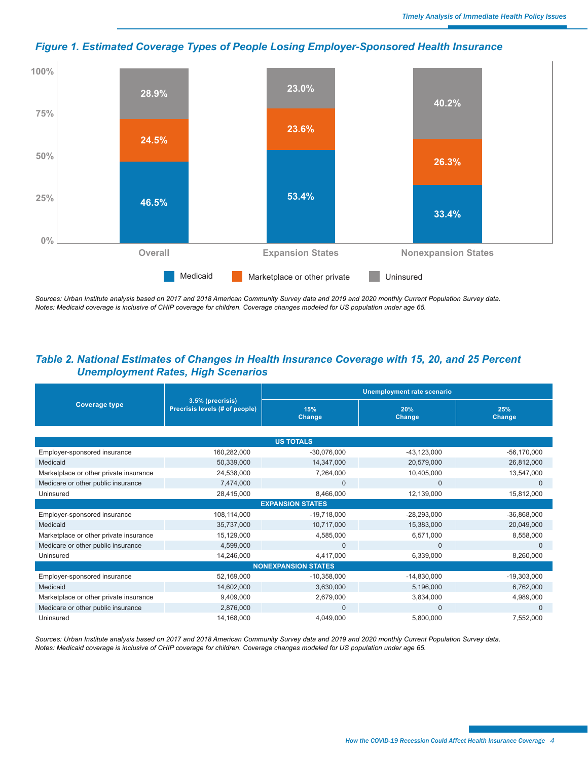*Figure 1. Estimated Coverage Types of People Losing Employer-Sponsored Health Insurance*

| | Overall | Expansion States | Nonexpansion States |
|---|---|---|---|
| Medicaid | 46.5% | 53.4% | 33.4% |
| Marketplace or other private | 24.5% | 23.6% | 26.3% |
| Uninsured | 28.9% | 23.0% | 40.2% |

*Sources: Urban Institute analysis based on 2017 and 2018 American Community Survey data and 2019 and 2020 monthly Current Population Survey data.*
*Notes: Medicaid coverage is inclusive of CHIP coverage for children. Coverage changes modeled for US population under age 65.*

## *Table 2. National Estimates of Changes in Health Insurance Coverage with 15, 20, and 25 Percent Unemployment Rates, High Scenarios*

| Coverage type | 3.5% (precrisis) Precrisis levels (# of people) | Unemployment rate scenario | | |
|---|---|---|---|---|
| | | 15% Change | 20% Change | 25% Change |
| **US TOTALS** | | | | |
| Employer-sponsored insurance | 160,282,000 | -30,076,000 | -43,123,000 | -56,170,000 |
| Medicaid | 50,339,000 | 14,347,000 | 20,579,000 | 26,812,000 |
| Marketplace or other private insurance | 24,538,000 | 7,264,000 | 10,405,000 | 13,547,000 |
| Medicare or other public insurance | 7,474,000 | 0 | 0 | 0 |
| Uninsured | 28,415,000 | 8,466,000 | 12,139,000 | 15,812,000 |
| **EXPANSION STATES** | | | | |
| Employer-sponsored insurance | 108,114,000 | -19,718,000 | -28,293,000 | -36,868,000 |
| Medicaid | 35,737,000 | 10,717,000 | 15,383,000 | 20,049,000 |
| Marketplace or other private insurance | 15,129,000 | 4,585,000 | 6,571,000 | 8,558,000 |
| Medicare or other public insurance | 4,599,000 | 0 | 0 | 0 |
| Uninsured | 14,246,000 | 4,417,000 | 6,339,000 | 8,260,000 |
| **NONEXPANSION STATES** | | | | |
| Employer-sponsored insurance | 52,169,000 | -10,358,000 | -14,830,000 | -19,303,000 |
| Medicaid | 14,602,000 | 3,630,000 | 5,196,000 | 6,762,000 |
| Marketplace or other private insurance | 9,409,000 | 2,679,000 | 3,834,000 | 4,989,000 |
| Medicare or other public insurance | 2,876,000 | 0 | 0 | 0 |
| Uninsured | 14,168,000 | 4,049,000 | 5,800,000 | 7,552,000 |

*Sources: Urban Institute analysis based on 2017 and 2018 American Community Survey data and 2019 and 2020 monthly Current Population Survey data.*
*Notes: Medicaid coverage is inclusive of CHIP coverage for children. Coverage changes modeled for US population under age 65.*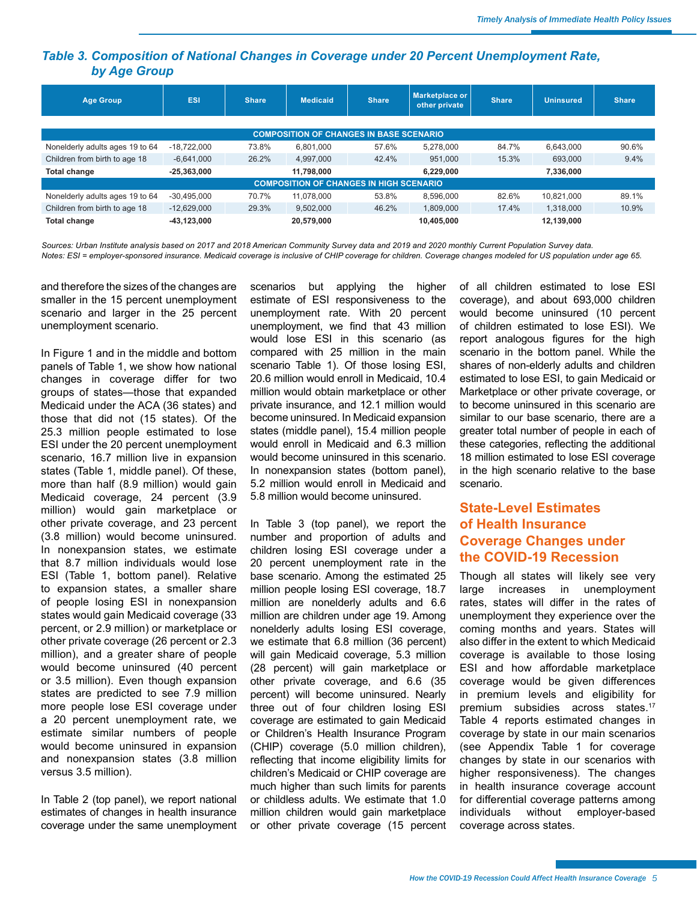### *Table 3. Composition of National Changes in Coverage under 20 Percent Unemployment Rate, by Age Group*

| Age Group | ESI | Share | Medicaid | Share | Marketplace or other private | Share | Uninsured | Share |
|---|---|---|---|---|---|---|---|---|
| **COMPOSITION OF CHANGES IN BASE SCENARIO** | | | | | | | | |
| Nonelderly adults ages 19 to 64 | -18,722,000 | 73.8% | 6,801,000 | 57.6% | 5,278,000 | 84.7% | 6,643,000 | 90.6% |
| Children from birth to age 18 | -6,641,000 | 26.2% | 4,997,000 | 42.4% | 951,000 | 15.3% | 693,000 | 9.4% |
| **Total change** | **-25,363,000** | | **11,798,000** | | **6,229,000** | | **7,336,000** | |
| **COMPOSITION OF CHANGES IN HIGH SCENARIO** | | | | | | | | |
| Nonelderly adults ages 19 to 64 | -30,495,000 | 70.7% | 11,078,000 | 53.8% | 8,596,000 | 82.6% | 10,821,000 | 89.1% |
| Children from birth to age 18 | -12,629,000 | 29.3% | 9,502,000 | 46.2% | 1,809,000 | 17.4% | 1,318,000 | 10.9% |
| **Total change** | **-43,123,000** | | **20,579,000** | | **10,405,000** | | **12,139,000** | |

*Sources: Urban Institute analysis based on 2017 and 2018 American Community Survey data and 2019 and 2020 monthly Current Population Survey data.*
*Notes: ESI = employer-sponsored insurance. Medicaid coverage is inclusive of CHIP coverage for children. Coverage changes modeled for US population under age 65.*

and therefore the sizes of the changes are smaller in the 15 percent unemployment scenario and larger in the 25 percent unemployment scenario.

In Figure 1 and in the middle and bottom panels of Table 1, we show how national changes in coverage differ for two groups of states—those that expanded Medicaid under the ACA (36 states) and those that did not (15 states). Of the 25.3 million people estimated to lose ESI under the 20 percent unemployment scenario, 16.7 million live in expansion states (Table 1, middle panel). Of these, more than half (8.9 million) would gain Medicaid coverage, 24 percent (3.9 million) would gain marketplace or other private coverage, and 23 percent (3.8 million) would become uninsured. In nonexpansion states, we estimate that 8.7 million individuals would lose ESI (Table 1, bottom panel). Relative to expansion states, a smaller share of people losing ESI in nonexpansion states would gain Medicaid coverage (33 percent, or 2.9 million) or marketplace or other private coverage (26 percent or 2.3 million), and a greater share of people would become uninsured (40 percent or 3.5 million). Even though expansion states are predicted to see 7.9 million more people lose ESI coverage under a 20 percent unemployment rate, we estimate similar numbers of people would become uninsured in expansion and nonexpansion states (3.8 million versus 3.5 million).

In Table 2 (top panel), we report national estimates of changes in health insurance coverage under the same unemployment scenarios but applying the higher estimate of ESI responsiveness to the unemployment rate. With 20 percent unemployment, we find that 43 million would lose ESI in this scenario (as compared with 25 million in the main scenario Table 1). Of those losing ESI, 20.6 million would enroll in Medicaid, 10.4 million would obtain marketplace or other private insurance, and 12.1 million would become uninsured. In Medicaid expansion states (middle panel), 15.4 million people would enroll in Medicaid and 6.3 million would become uninsured in this scenario. In nonexpansion states (bottom panel), 5.2 million would enroll in Medicaid and 5.8 million would become uninsured.

In Table 3 (top panel), we report the number and proportion of adults and children losing ESI coverage under a 20 percent unemployment rate in the base scenario. Among the estimated 25 million people losing ESI coverage, 18.7 million are nonelderly adults and 6.6 million are children under age 19. Among nonelderly adults losing ESI coverage, we estimate that 6.8 million (36 percent) will gain Medicaid coverage, 5.3 million (28 percent) will gain marketplace or other private coverage, and 6.6 (35 percent) will become uninsured. Nearly three out of four children losing ESI coverage are estimated to gain Medicaid or Children's Health Insurance Program (CHIP) coverage (5.0 million children), reflecting that income eligibility limits for children's Medicaid or CHIP coverage are much higher than such limits for parents or childless adults. We estimate that 1.0 million children would gain marketplace or other private coverage (15 percent of all children estimated to lose ESI coverage), and about 693,000 children would become uninsured (10 percent of children estimated to lose ESI). We report analogous figures for the high scenario in the bottom panel. While the shares of non-elderly adults and children estimated to lose ESI, to gain Medicaid or Marketplace or other private coverage, or to become uninsured in this scenario are similar to our base scenario, there are a greater total number of people in each of these categories, reflecting the additional 18 million estimated to lose ESI coverage in the high scenario relative to the base scenario.

## State-Level Estimates of Health Insurance Coverage Changes under the COVID-19 Recession

Though all states will likely see very large increases in unemployment rates, states will differ in the rates of unemployment they experience over the coming months and years. States will also differ in the extent to which Medicaid coverage is available to those losing ESI and how affordable marketplace coverage would be given differences in premium levels and eligibility for premium subsidies across states.[17] Table 4 reports estimated changes in coverage by state in our main scenarios (see Appendix Table 1 for coverage changes by state in our scenarios with higher responsiveness). The changes in health insurance coverage account for differential coverage patterns among individuals without employer-based coverage across states.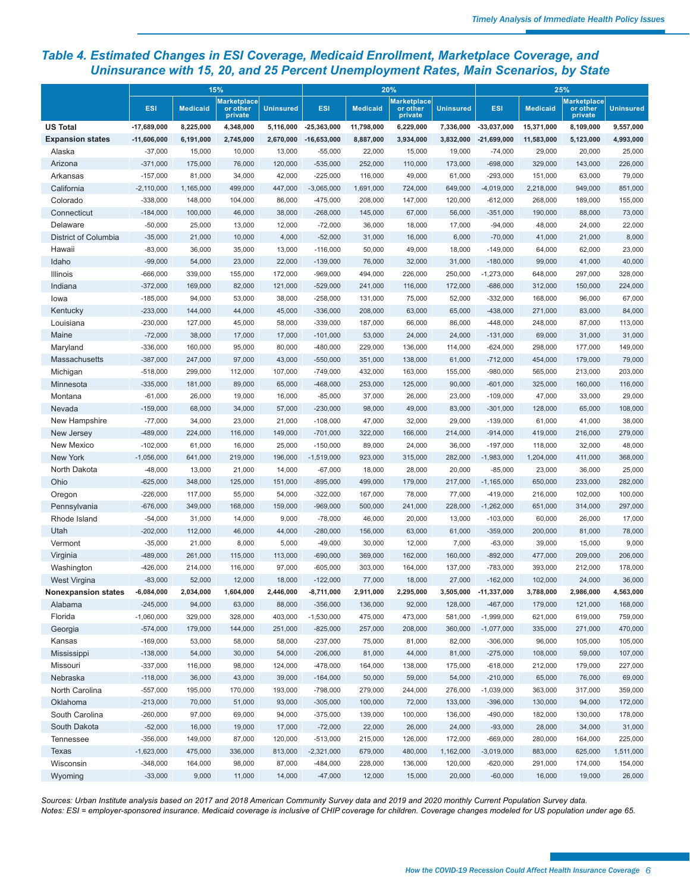## *Table 4. Estimated Changes in ESI Coverage, Medicaid Enrollment, Marketplace Coverage, and Uninsurance with 15, 20, and 25 Percent Unemployment Rates, Main Scenarios, by State*

| | 15% | | | | 20% | | | | 25% | | | |
|---|---|---|---|---|---|---|---|---|---|---|---|---|
| | ESI | Medicaid | Marketplace or other private | Uninsured | ESI | Medicaid | Marketplace or other private | Uninsured | ESI | Medicaid | Marketplace or other private | Uninsured |
| **US Total** | **-17,689,000** | **8,225,000** | **4,348,000** | **5,116,000** | **-25,363,000** | **11,798,000** | **6,229,000** | **7,336,000** | **-33,037,000** | **15,371,000** | **8,109,000** | **9,557,000** |
| **Expansion states** | **-11,606,000** | **6,191,000** | **2,745,000** | **2,670,000** | **-16,653,000** | **8,887,000** | **3,934,000** | **3,832,000** | **-21,699,000** | **11,583,000** | **5,123,000** | **4,993,000** |
| Alaska | -37,000 | 15,000 | 10,000 | 13,000 | -55,000 | 22,000 | 15,000 | 19,000 | -74,000 | 29,000 | 20,000 | 25,000 |
| Arizona | -371,000 | 175,000 | 76,000 | 120,000 | -535,000 | 252,000 | 110,000 | 173,000 | -698,000 | 329,000 | 143,000 | 226,000 |
| Arkansas | -157,000 | 81,000 | 34,000 | 42,000 | -225,000 | 116,000 | 49,000 | 61,000 | -293,000 | 151,000 | 63,000 | 79,000 |
| California | -2,110,000 | 1,165,000 | 499,000 | 447,000 | -3,065,000 | 1,691,000 | 724,000 | 649,000 | -4,019,000 | 2,218,000 | 949,000 | 851,000 |
| Colorado | -338,000 | 148,000 | 104,000 | 86,000 | -475,000 | 208,000 | 147,000 | 120,000 | -612,000 | 268,000 | 189,000 | 155,000 |
| Connecticut | -184,000 | 100,000 | 46,000 | 38,000 | -268,000 | 145,000 | 67,000 | 56,000 | -351,000 | 190,000 | 88,000 | 73,000 |
| Delaware | -50,000 | 25,000 | 13,000 | 12,000 | -72,000 | 36,000 | 18,000 | 17,000 | -94,000 | 48,000 | 24,000 | 22,000 |
| District of Columbia | -35,000 | 21,000 | 10,000 | 4,000 | -52,000 | 31,000 | 16,000 | 6,000 | -70,000 | 41,000 | 21,000 | 8,000 |
| Hawaii | -83,000 | 36,000 | 35,000 | 13,000 | -116,000 | 50,000 | 49,000 | 18,000 | -149,000 | 64,000 | 62,000 | 23,000 |
| Idaho | -99,000 | 54,000 | 23,000 | 22,000 | -139,000 | 76,000 | 32,000 | 31,000 | -180,000 | 99,000 | 41,000 | 40,000 |
| Illinois | -666,000 | 339,000 | 155,000 | 172,000 | -969,000 | 494,000 | 226,000 | 250,000 | -1,273,000 | 648,000 | 297,000 | 328,000 |
| Indiana | -372,000 | 169,000 | 82,000 | 121,000 | -529,000 | 241,000 | 116,000 | 172,000 | -686,000 | 312,000 | 150,000 | 224,000 |
| Iowa | -185,000 | 94,000 | 53,000 | 38,000 | -258,000 | 131,000 | 75,000 | 52,000 | -332,000 | 168,000 | 96,000 | 67,000 |
| Kentucky | -233,000 | 144,000 | 44,000 | 45,000 | -336,000 | 208,000 | 63,000 | 65,000 | -438,000 | 271,000 | 83,000 | 84,000 |
| Louisiana | -230,000 | 127,000 | 45,000 | 58,000 | -339,000 | 187,000 | 66,000 | 86,000 | -448,000 | 248,000 | 87,000 | 113,000 |
| Maine | -72,000 | 38,000 | 17,000 | 17,000 | -101,000 | 53,000 | 24,000 | 24,000 | -131,000 | 69,000 | 31,000 | 31,000 |
| Maryland | -336,000 | 160,000 | 95,000 | 80,000 | -480,000 | 229,000 | 136,000 | 114,000 | -624,000 | 298,000 | 177,000 | 149,000 |
| Massachusetts | -387,000 | 247,000 | 97,000 | 43,000 | -550,000 | 351,000 | 138,000 | 61,000 | -712,000 | 454,000 | 179,000 | 79,000 |
| Michigan | -518,000 | 299,000 | 112,000 | 107,000 | -749,000 | 432,000 | 163,000 | 155,000 | -980,000 | 565,000 | 213,000 | 203,000 |
| Minnesota | -335,000 | 181,000 | 89,000 | 65,000 | -468,000 | 253,000 | 125,000 | 90,000 | -601,000 | 325,000 | 160,000 | 116,000 |
| Montana | -61,000 | 26,000 | 19,000 | 16,000 | -85,000 | 37,000 | 26,000 | 23,000 | -109,000 | 47,000 | 33,000 | 29,000 |
| Nevada | -159,000 | 68,000 | 34,000 | 57,000 | -230,000 | 98,000 | 49,000 | 83,000 | -301,000 | 128,000 | 65,000 | 108,000 |
| New Hampshire | -77,000 | 34,000 | 23,000 | 21,000 | -108,000 | 47,000 | 32,000 | 29,000 | -139,000 | 61,000 | 41,000 | 38,000 |
| New Jersey | -489,000 | 224,000 | 116,000 | 149,000 | -701,000 | 322,000 | 166,000 | 214,000 | -914,000 | 419,000 | 216,000 | 279,000 |
| New Mexico | -102,000 | 61,000 | 16,000 | 25,000 | -150,000 | 89,000 | 24,000 | 36,000 | -197,000 | 118,000 | 32,000 | 48,000 |
| New York | -1,056,000 | 641,000 | 219,000 | 196,000 | -1,519,000 | 923,000 | 315,000 | 282,000 | -1,983,000 | 1,204,000 | 411,000 | 368,000 |
| North Dakota | -48,000 | 13,000 | 21,000 | 14,000 | -67,000 | 18,000 | 28,000 | 20,000 | -85,000 | 23,000 | 36,000 | 25,000 |
| Ohio | -625,000 | 348,000 | 125,000 | 151,000 | -895,000 | 499,000 | 179,000 | 217,000 | -1,165,000 | 650,000 | 233,000 | 282,000 |
| Oregon | -226,000 | 117,000 | 55,000 | 54,000 | -322,000 | 167,000 | 78,000 | 77,000 | -419,000 | 216,000 | 102,000 | 100,000 |
| Pennsylvania | -676,000 | 349,000 | 168,000 | 159,000 | -969,000 | 500,000 | 241,000 | 228,000 | -1,262,000 | 651,000 | 314,000 | 297,000 |
| Rhode Island | -54,000 | 31,000 | 14,000 | 9,000 | -78,000 | 46,000 | 20,000 | 13,000 | -103,000 | 60,000 | 26,000 | 17,000 |
| Utah | -202,000 | 112,000 | 46,000 | 44,000 | -280,000 | 156,000 | 63,000 | 61,000 | -359,000 | 200,000 | 81,000 | 78,000 |
| Vermont | -35,000 | 21,000 | 8,000 | 5,000 | -49,000 | 30,000 | 12,000 | 7,000 | -63,000 | 39,000 | 15,000 | 9,000 |
| Virginia | -489,000 | 261,000 | 115,000 | 113,000 | -690,000 | 369,000 | 162,000 | 160,000 | -892,000 | 477,000 | 209,000 | 206,000 |
| Washington | -426,000 | 214,000 | 116,000 | 97,000 | -605,000 | 303,000 | 164,000 | 137,000 | -783,000 | 393,000 | 212,000 | 178,000 |
| West Virgina | -83,000 | 52,000 | 12,000 | 18,000 | -122,000 | 77,000 | 18,000 | 27,000 | -162,000 | 102,000 | 24,000 | 36,000 |
| **Nonexpansion states** | **-6,084,000** | **2,034,000** | **1,604,000** | **2,446,000** | **-8,711,000** | **2,911,000** | **2,295,000** | **3,505,000** | **-11,337,000** | **3,788,000** | **2,986,000** | **4,563,000** |
| Alabama | -245,000 | 94,000 | 63,000 | 88,000 | -356,000 | 136,000 | 92,000 | 128,000 | -467,000 | 179,000 | 121,000 | 168,000 |
| Florida | -1,060,000 | 329,000 | 328,000 | 403,000 | -1,530,000 | 475,000 | 473,000 | 581,000 | -1,999,000 | 621,000 | 619,000 | 759,000 |
| Georgia | -574,000 | 179,000 | 144,000 | 251,000 | -825,000 | 257,000 | 208,000 | 360,000 | -1,077,000 | 335,000 | 271,000 | 470,000 |
| Kansas | -169,000 | 53,000 | 58,000 | 58,000 | -237,000 | 75,000 | 81,000 | 82,000 | -306,000 | 96,000 | 105,000 | 105,000 |
| Mississippi | -138,000 | 54,000 | 30,000 | 54,000 | -206,000 | 81,000 | 44,000 | 81,000 | -275,000 | 108,000 | 59,000 | 107,000 |
| Missouri | -337,000 | 116,000 | 98,000 | 124,000 | -478,000 | 164,000 | 138,000 | 175,000 | -618,000 | 212,000 | 179,000 | 227,000 |
| Nebraska | -118,000 | 36,000 | 43,000 | 39,000 | -164,000 | 50,000 | 59,000 | 54,000 | -210,000 | 65,000 | 76,000 | 69,000 |
| North Carolina | -557,000 | 195,000 | 170,000 | 193,000 | -798,000 | 279,000 | 244,000 | 276,000 | -1,039,000 | 363,000 | 317,000 | 359,000 |
| Oklahoma | -213,000 | 70,000 | 51,000 | 93,000 | -305,000 | 100,000 | 72,000 | 133,000 | -396,000 | 130,000 | 94,000 | 172,000 |
| South Carolina | -260,000 | 97,000 | 69,000 | 94,000 | -375,000 | 139,000 | 100,000 | 136,000 | -490,000 | 182,000 | 130,000 | 178,000 |
| South Dakota | -52,000 | 16,000 | 19,000 | 17,000 | -72,000 | 22,000 | 26,000 | 24,000 | -93,000 | 28,000 | 34,000 | 31,000 |
| Tennessee | -356,000 | 149,000 | 87,000 | 120,000 | -513,000 | 215,000 | 126,000 | 172,000 | -669,000 | 280,000 | 164,000 | 225,000 |
| Texas | -1,623,000 | 475,000 | 336,000 | 813,000 | -2,321,000 | 679,000 | 480,000 | 1,162,000 | -3,019,000 | 883,000 | 625,000 | 1,511,000 |
| Wisconsin | -348,000 | 164,000 | 98,000 | 87,000 | -484,000 | 228,000 | 136,000 | 120,000 | -620,000 | 291,000 | 174,000 | 154,000 |
| Wyoming | -33,000 | 9,000 | 11,000 | 14,000 | -47,000 | 12,000 | 15,000 | 20,000 | -60,000 | 16,000 | 19,000 | 26,000 |

*Sources: Urban Institute analysis based on 2017 and 2018 American Community Survey data and 2019 and 2020 monthly Current Population Survey data.*
*Notes: ESI = employer-sponsored insurance. Medicaid coverage is inclusive of CHIP coverage for children. Coverage changes modeled for US population under age 65.*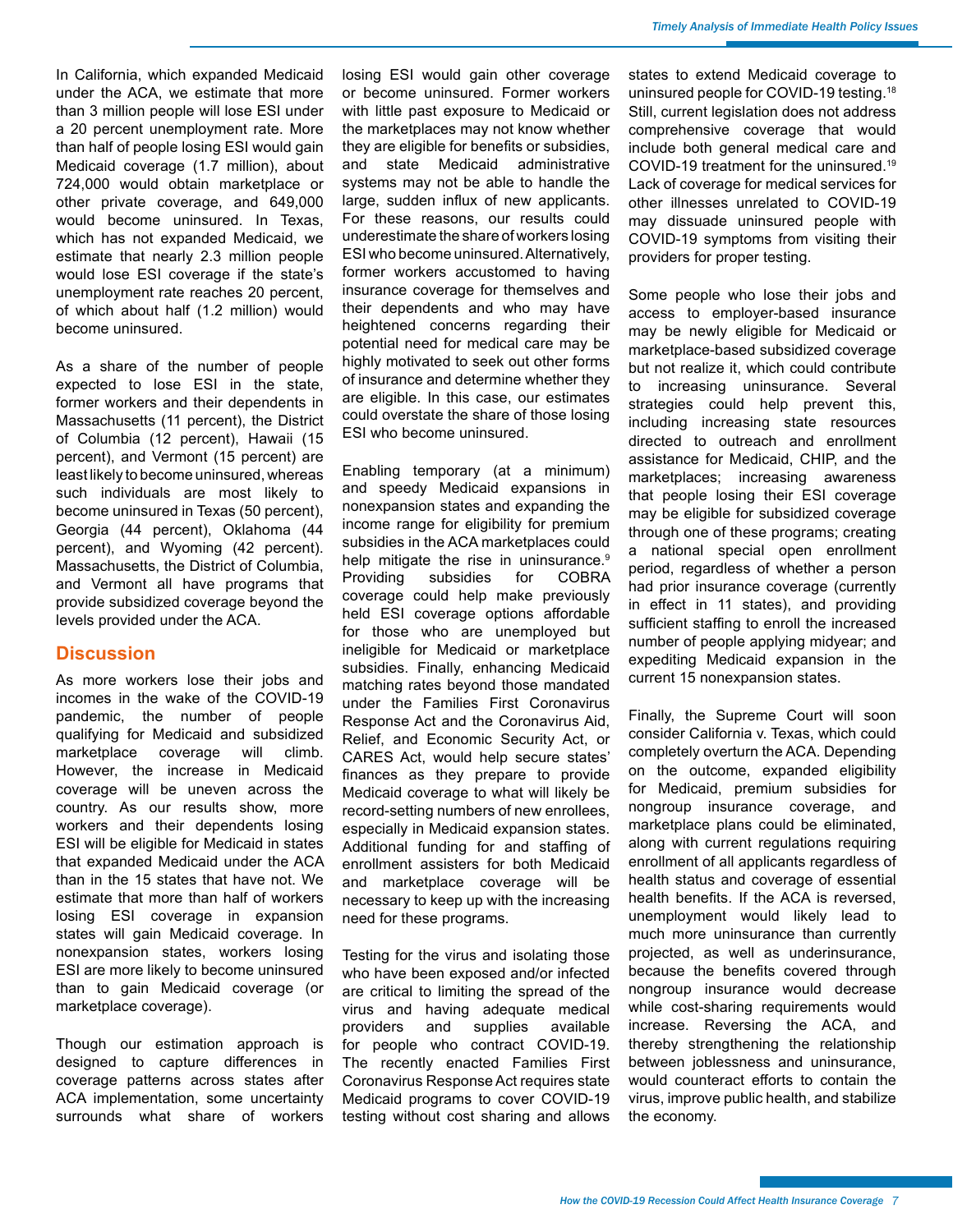In California, which expanded Medicaid under the ACA, we estimate that more than 3 million people will lose ESI under a 20 percent unemployment rate. More than half of people losing ESI would gain Medicaid coverage (1.7 million), about 724,000 would obtain marketplace or other private coverage, and 649,000 would become uninsured. In Texas, which has not expanded Medicaid, we estimate that nearly 2.3 million people would lose ESI coverage if the state's unemployment rate reaches 20 percent, of which about half (1.2 million) would become uninsured.

As a share of the number of people expected to lose ESI in the state, former workers and their dependents in Massachusetts (11 percent), the District of Columbia (12 percent), Hawaii (15 percent), and Vermont (15 percent) are least likely to become uninsured, whereas such individuals are most likely to become uninsured in Texas (50 percent), Georgia (44 percent), Oklahoma (44 percent), and Wyoming (42 percent). Massachusetts, the District of Columbia, and Vermont all have programs that provide subsidized coverage beyond the levels provided under the ACA.

## Discussion

As more workers lose their jobs and incomes in the wake of the COVID-19 pandemic, the number of people qualifying for Medicaid and subsidized marketplace coverage will climb. However, the increase in Medicaid coverage will be uneven across the country. As our results show, more workers and their dependents losing ESI will be eligible for Medicaid in states that expanded Medicaid under the ACA than in the 15 states that have not. We estimate that more than half of workers losing ESI coverage in expansion states will gain Medicaid coverage. In nonexpansion states, workers losing ESI are more likely to become uninsured than to gain Medicaid coverage (or marketplace coverage).

Though our estimation approach is designed to capture differences in coverage patterns across states after ACA implementation, some uncertainty surrounds what share of workers losing ESI would gain other coverage or become uninsured. Former workers with little past exposure to Medicaid or the marketplaces may not know whether they are eligible for benefits or subsidies, and state Medicaid administrative systems may not be able to handle the large, sudden influx of new applicants. For these reasons, our results could underestimate the share of workers losing ESI who become uninsured. Alternatively, former workers accustomed to having insurance coverage for themselves and their dependents and who may have heightened concerns regarding their potential need for medical care may be highly motivated to seek out other forms of insurance and determine whether they are eligible. In this case, our estimates could overstate the share of those losing ESI who become uninsured.

Enabling temporary (at a minimum) and speedy Medicaid expansions in nonexpansion states and expanding the income range for eligibility for premium subsidies in the ACA marketplaces could help mitigate the rise in uninsurance.[9] Providing subsidies for COBRA coverage could help make previously held ESI coverage options affordable for those who are unemployed but ineligible for Medicaid or marketplace subsidies. Finally, enhancing Medicaid matching rates beyond those mandated under the Families First Coronavirus Response Act and the Coronavirus Aid, Relief, and Economic Security Act, or CARES Act, would help secure states' finances as they prepare to provide Medicaid coverage to what will likely be record-setting numbers of new enrollees, especially in Medicaid expansion states. Additional funding for and staffing of enrollment assisters for both Medicaid and marketplace coverage will be necessary to keep up with the increasing need for these programs.

Testing for the virus and isolating those who have been exposed and/or infected are critical to limiting the spread of the virus and having adequate medical providers and supplies available for people who contract COVID-19. The recently enacted Families First Coronavirus Response Act requires state Medicaid programs to cover COVID-19 testing without cost sharing and allows states to extend Medicaid coverage to uninsured people for COVID-19 testing.[18] Still, current legislation does not address comprehensive coverage that would include both general medical care and COVID-19 treatment for the uninsured.[19] Lack of coverage for medical services for other illnesses unrelated to COVID-19 may dissuade uninsured people with COVID-19 symptoms from visiting their providers for proper testing.

Some people who lose their jobs and access to employer-based insurance may be newly eligible for Medicaid or marketplace-based subsidized coverage but not realize it, which could contribute to increasing uninsurance. Several strategies could help prevent this, including increasing state resources directed to outreach and enrollment assistance for Medicaid, CHIP, and the marketplaces; increasing awareness that people losing their ESI coverage may be eligible for subsidized coverage through one of these programs; creating a national special open enrollment period, regardless of whether a person had prior insurance coverage (currently in effect in 11 states), and providing sufficient staffing to enroll the increased number of people applying midyear; and expediting Medicaid expansion in the current 15 nonexpansion states.

Finally, the Supreme Court will soon consider California v. Texas, which could completely overturn the ACA. Depending on the outcome, expanded eligibility for Medicaid, premium subsidies for nongroup insurance coverage, and marketplace plans could be eliminated, along with current regulations requiring enrollment of all applicants regardless of health status and coverage of essential health benefits. If the ACA is reversed, unemployment would likely lead to much more uninsurance than currently projected, as well as underinsurance, because the benefits covered through nongroup insurance would decrease while cost-sharing requirements would increase. Reversing the ACA, and thereby strengthening the relationship between joblessness and uninsurance, would counteract efforts to contain the virus, improve public health, and stabilize the economy.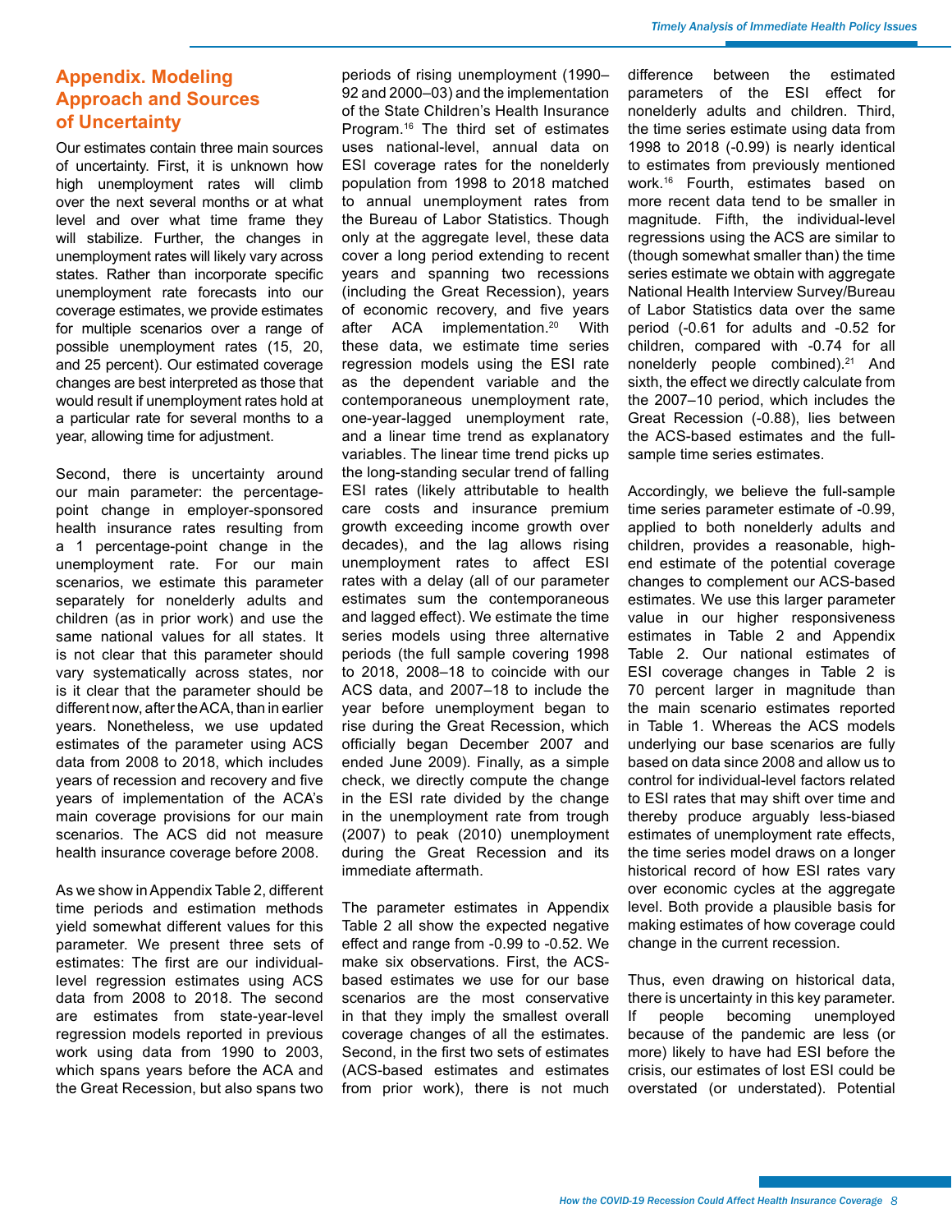## Appendix. Modeling Approach and Sources of Uncertainty

Our estimates contain three main sources of uncertainty. First, it is unknown how high unemployment rates will climb over the next several months or at what level and over what time frame they will stabilize. Further, the changes in unemployment rates will likely vary across states. Rather than incorporate specific unemployment rate forecasts into our coverage estimates, we provide estimates for multiple scenarios over a range of possible unemployment rates (15, 20, and 25 percent). Our estimated coverage changes are best interpreted as those that would result if unemployment rates hold at a particular rate for several months to a year, allowing time for adjustment.

Second, there is uncertainty around our main parameter: the percentage-point change in employer-sponsored health insurance rates resulting from a 1 percentage-point change in the unemployment rate. For our main scenarios, we estimate this parameter separately for nonelderly adults and children (as in prior work) and use the same national values for all states. It is not clear that this parameter should vary systematically across states, nor is it clear that the parameter should be different now, after the ACA, than in earlier years. Nonetheless, we use updated estimates of the parameter using ACS data from 2008 to 2018, which includes years of recession and recovery and five years of implementation of the ACA's main coverage provisions for our main scenarios. The ACS did not measure health insurance coverage before 2008.

As we show in Appendix Table 2, different time periods and estimation methods yield somewhat different values for this parameter. We present three sets of estimates: The first are our individual-level regression estimates using ACS data from 2008 to 2018. The second are estimates from state-year-level regression models reported in previous work using data from 1990 to 2003, which spans years before the ACA and the Great Recession, but also spans two periods of rising unemployment (1990–92 and 2000–03) and the implementation of the State Children's Health Insurance Program.[16] The third set of estimates uses national-level, annual data on ESI coverage rates for the nonelderly population from 1998 to 2018 matched to annual unemployment rates from the Bureau of Labor Statistics. Though only at the aggregate level, these data cover a long period extending to recent years and spanning two recessions (including the Great Recession), years of economic recovery, and five years after ACA implementation.[20] With these data, we estimate time series regression models using the ESI rate as the dependent variable and the contemporaneous unemployment rate, one-year-lagged unemployment rate, and a linear time trend as explanatory variables. The linear time trend picks up the long-standing secular trend of falling ESI rates (likely attributable to health care costs and insurance premium growth exceeding income growth over decades), and the lag allows rising unemployment rates to affect ESI rates with a delay (all of our parameter estimates sum the contemporaneous and lagged effect). We estimate the time series models using three alternative periods (the full sample covering 1998 to 2018, 2008–18 to coincide with our ACS data, and 2007–18 to include the year before unemployment began to rise during the Great Recession, which officially began December 2007 and ended June 2009). Finally, as a simple check, we directly compute the change in the ESI rate divided by the change in the unemployment rate from trough (2007) to peak (2010) unemployment during the Great Recession and its immediate aftermath.

The parameter estimates in Appendix Table 2 all show the expected negative effect and range from -0.99 to -0.52. We make six observations. First, the ACS-based estimates we use for our base scenarios are the most conservative in that they imply the smallest overall coverage changes of all the estimates. Second, in the first two sets of estimates (ACS-based estimates and estimates from prior work), there is not much difference between the estimated parameters of the ESI effect for nonelderly adults and children. Third, the time series estimate using data from 1998 to 2018 (-0.99) is nearly identical to estimates from previously mentioned work.[16] Fourth, estimates based on more recent data tend to be smaller in magnitude. Fifth, the individual-level regressions using the ACS are similar to (though somewhat smaller than) the time series estimate we obtain with aggregate National Health Interview Survey/Bureau of Labor Statistics data over the same period (-0.61 for adults and -0.52 for children, compared with -0.74 for all nonelderly people combined).[21] And sixth, the effect we directly calculate from the 2007–10 period, which includes the Great Recession (-0.88), lies between the ACS-based estimates and the full-sample time series estimates.

Accordingly, we believe the full-sample time series parameter estimate of -0.99, applied to both nonelderly adults and children, provides a reasonable, high-end estimate of the potential coverage changes to complement our ACS-based estimates. We use this larger parameter value in our higher responsiveness estimates in Table 2 and Appendix Table 2. Our national estimates of ESI coverage changes in Table 2 is 70 percent larger in magnitude than the main scenario estimates reported in Table 1. Whereas the ACS models underlying our base scenarios are fully based on data since 2008 and allow us to control for individual-level factors related to ESI rates that may shift over time and thereby produce arguably less-biased estimates of unemployment rate effects, the time series model draws on a longer historical record of how ESI rates vary over economic cycles at the aggregate level. Both provide a plausible basis for making estimates of how coverage could change in the current recession.

Thus, even drawing on historical data, there is uncertainty in this key parameter. If people becoming unemployed because of the pandemic are less (or more) likely to have had ESI before the crisis, our estimates of lost ESI could be overstated (or understated). Potential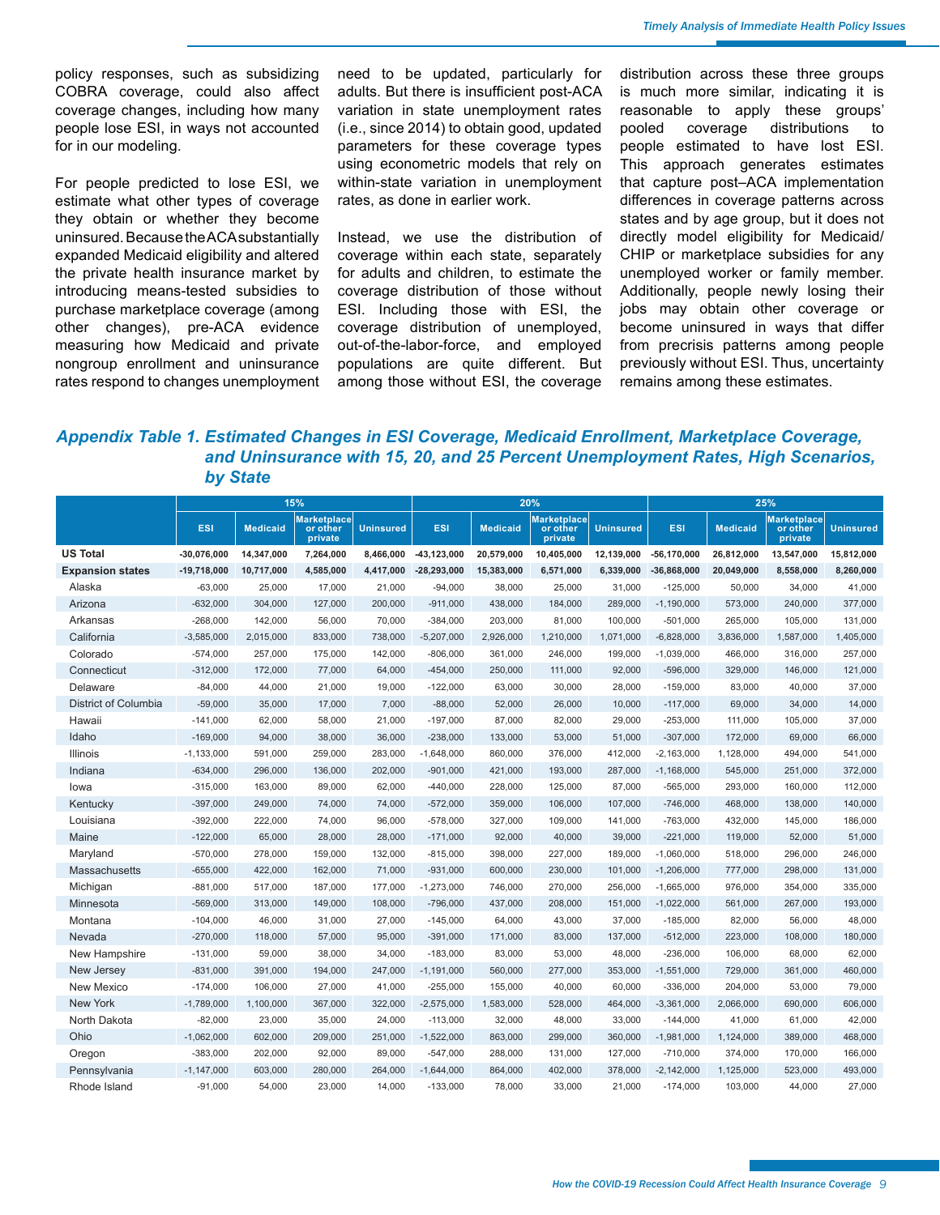policy responses, such as subsidizing COBRA coverage, could also affect coverage changes, including how many people lose ESI, in ways not accounted for in our modeling.

For people predicted to lose ESI, we estimate what other types of coverage they obtain or whether they become uninsured. Because the ACA substantially expanded Medicaid eligibility and altered the private health insurance market by introducing means-tested subsidies to purchase marketplace coverage (among other changes), pre-ACA evidence measuring how Medicaid and private nongroup enrollment and uninsurance rates respond to changes unemployment need to be updated, particularly for adults. But there is insufficient post-ACA variation in state unemployment rates (i.e., since 2014) to obtain good, updated parameters for these coverage types using econometric models that rely on within-state variation in unemployment rates, as done in earlier work.

Instead, we use the distribution of coverage within each state, separately for adults and children, to estimate the coverage distribution of those without ESI. Including those with ESI, the coverage distribution of unemployed, out-of-the-labor-force, and employed populations are quite different. But among those without ESI, the coverage distribution across these three groups is much more similar, indicating it is reasonable to apply these groups' pooled coverage distributions to people estimated to have lost ESI. This approach generates estimates that capture post–ACA implementation differences in coverage patterns across states and by age group, but it does not directly model eligibility for Medicaid/CHIP or marketplace subsidies for any unemployed worker or family member. Additionally, people newly losing their jobs may obtain other coverage or become uninsured in ways that differ from precrisis patterns among people previously without ESI. Thus, uncertainty remains among these estimates.

## *Appendix Table 1. Estimated Changes in ESI Coverage, Medicaid Enrollment, Marketplace Coverage, and Uninsurance with 15, 20, and 25 Percent Unemployment Rates, High Scenarios, by State*

| | 15% | | | | 20% | | | | 25% | | | |
|---|---|---|---|---|---|---|---|---|---|---|---|---|
| | ESI | Medicaid | Marketplace or other private | Uninsured | ESI | Medicaid | Marketplace or other private | Uninsured | ESI | Medicaid | Marketplace or other private | Uninsured |
| **US Total** | **-30,076,000** | **14,347,000** | **7,264,000** | **8,466,000** | **-43,123,000** | **20,579,000** | **10,405,000** | **12,139,000** | **-56,170,000** | **26,812,000** | **13,547,000** | **15,812,000** |
| **Expansion states** | **-19,718,000** | **10,717,000** | **4,585,000** | **4,417,000** | **-28,293,000** | **15,383,000** | **6,571,000** | **6,339,000** | **-36,868,000** | **20,049,000** | **8,558,000** | **8,260,000** |
| Alaska | -63,000 | 25,000 | 17,000 | 21,000 | -94,000 | 38,000 | 25,000 | 31,000 | -125,000 | 50,000 | 34,000 | 41,000 |
| Arizona | -632,000 | 304,000 | 127,000 | 200,000 | -911,000 | 438,000 | 184,000 | 289,000 | -1,190,000 | 573,000 | 240,000 | 377,000 |
| Arkansas | -268,000 | 142,000 | 56,000 | 70,000 | -384,000 | 203,000 | 81,000 | 100,000 | -501,000 | 265,000 | 105,000 | 131,000 |
| California | -3,585,000 | 2,015,000 | 833,000 | 738,000 | -5,207,000 | 2,926,000 | 1,210,000 | 1,071,000 | -6,828,000 | 3,836,000 | 1,587,000 | 1,405,000 |
| Colorado | -574,000 | 257,000 | 175,000 | 142,000 | -806,000 | 361,000 | 246,000 | 199,000 | -1,039,000 | 466,000 | 316,000 | 257,000 |
| Connecticut | -312,000 | 172,000 | 77,000 | 64,000 | -454,000 | 250,000 | 111,000 | 92,000 | -596,000 | 329,000 | 146,000 | 121,000 |
| Delaware | -84,000 | 44,000 | 21,000 | 19,000 | -122,000 | 63,000 | 30,000 | 28,000 | -159,000 | 83,000 | 40,000 | 37,000 |
| District of Columbia | -59,000 | 35,000 | 17,000 | 7,000 | -88,000 | 52,000 | 26,000 | 10,000 | -117,000 | 69,000 | 34,000 | 14,000 |
| Hawaii | -141,000 | 62,000 | 58,000 | 21,000 | -197,000 | 87,000 | 82,000 | 29,000 | -253,000 | 111,000 | 105,000 | 37,000 |
| Idaho | -169,000 | 94,000 | 38,000 | 36,000 | -238,000 | 133,000 | 53,000 | 51,000 | -307,000 | 172,000 | 69,000 | 66,000 |
| Illinois | -1,133,000 | 591,000 | 259,000 | 283,000 | -1,648,000 | 860,000 | 376,000 | 412,000 | -2,163,000 | 1,128,000 | 494,000 | 541,000 |
| Indiana | -634,000 | 296,000 | 136,000 | 202,000 | -901,000 | 421,000 | 193,000 | 287,000 | -1,168,000 | 545,000 | 251,000 | 372,000 |
| Iowa | -315,000 | 163,000 | 89,000 | 62,000 | -440,000 | 228,000 | 125,000 | 87,000 | -565,000 | 293,000 | 160,000 | 112,000 |
| Kentucky | -397,000 | 249,000 | 74,000 | 74,000 | -572,000 | 359,000 | 106,000 | 107,000 | -746,000 | 468,000 | 138,000 | 140,000 |
| Louisiana | -392,000 | 222,000 | 74,000 | 96,000 | -578,000 | 327,000 | 109,000 | 141,000 | -763,000 | 432,000 | 145,000 | 186,000 |
| Maine | -122,000 | 65,000 | 28,000 | 28,000 | -171,000 | 92,000 | 40,000 | 39,000 | -221,000 | 119,000 | 52,000 | 51,000 |
| Maryland | -570,000 | 278,000 | 159,000 | 132,000 | -815,000 | 398,000 | 227,000 | 189,000 | -1,060,000 | 518,000 | 296,000 | 246,000 |
| Massachusetts | -655,000 | 422,000 | 162,000 | 71,000 | -931,000 | 600,000 | 230,000 | 101,000 | -1,206,000 | 777,000 | 298,000 | 131,000 |
| Michigan | -881,000 | 517,000 | 187,000 | 177,000 | -1,273,000 | 746,000 | 270,000 | 256,000 | -1,665,000 | 976,000 | 354,000 | 335,000 |
| Minnesota | -569,000 | 313,000 | 149,000 | 108,000 | -796,000 | 437,000 | 208,000 | 151,000 | -1,022,000 | 561,000 | 267,000 | 193,000 |
| Montana | -104,000 | 46,000 | 31,000 | 27,000 | -145,000 | 64,000 | 43,000 | 37,000 | -185,000 | 82,000 | 56,000 | 48,000 |
| Nevada | -270,000 | 118,000 | 57,000 | 95,000 | -391,000 | 171,000 | 83,000 | 137,000 | -512,000 | 223,000 | 108,000 | 180,000 |
| New Hampshire | -131,000 | 59,000 | 38,000 | 34,000 | -183,000 | 83,000 | 53,000 | 48,000 | -236,000 | 106,000 | 68,000 | 62,000 |
| New Jersey | -831,000 | 391,000 | 194,000 | 247,000 | -1,191,000 | 560,000 | 277,000 | 353,000 | -1,551,000 | 729,000 | 361,000 | 460,000 |
| New Mexico | -174,000 | 106,000 | 27,000 | 41,000 | -255,000 | 155,000 | 40,000 | 60,000 | -336,000 | 204,000 | 53,000 | 79,000 |
| New York | -1,789,000 | 1,100,000 | 367,000 | 322,000 | -2,575,000 | 1,583,000 | 528,000 | 464,000 | -3,361,000 | 2,066,000 | 690,000 | 606,000 |
| North Dakota | -82,000 | 23,000 | 35,000 | 24,000 | -113,000 | 32,000 | 48,000 | 33,000 | -144,000 | 41,000 | 61,000 | 42,000 |
| Ohio | -1,062,000 | 602,000 | 209,000 | 251,000 | -1,522,000 | 863,000 | 299,000 | 360,000 | -1,981,000 | 1,124,000 | 389,000 | 468,000 |
| Oregon | -383,000 | 202,000 | 92,000 | 89,000 | -547,000 | 288,000 | 131,000 | 127,000 | -710,000 | 374,000 | 170,000 | 166,000 |
| Pennsylvania | -1,147,000 | 603,000 | 280,000 | 264,000 | -1,644,000 | 864,000 | 402,000 | 378,000 | -2,142,000 | 1,125,000 | 523,000 | 493,000 |
| Rhode Island | -91,000 | 54,000 | 23,000 | 14,000 | -133,000 | 78,000 | 33,000 | 21,000 | -174,000 | 103,000 | 44,000 | 27,000 |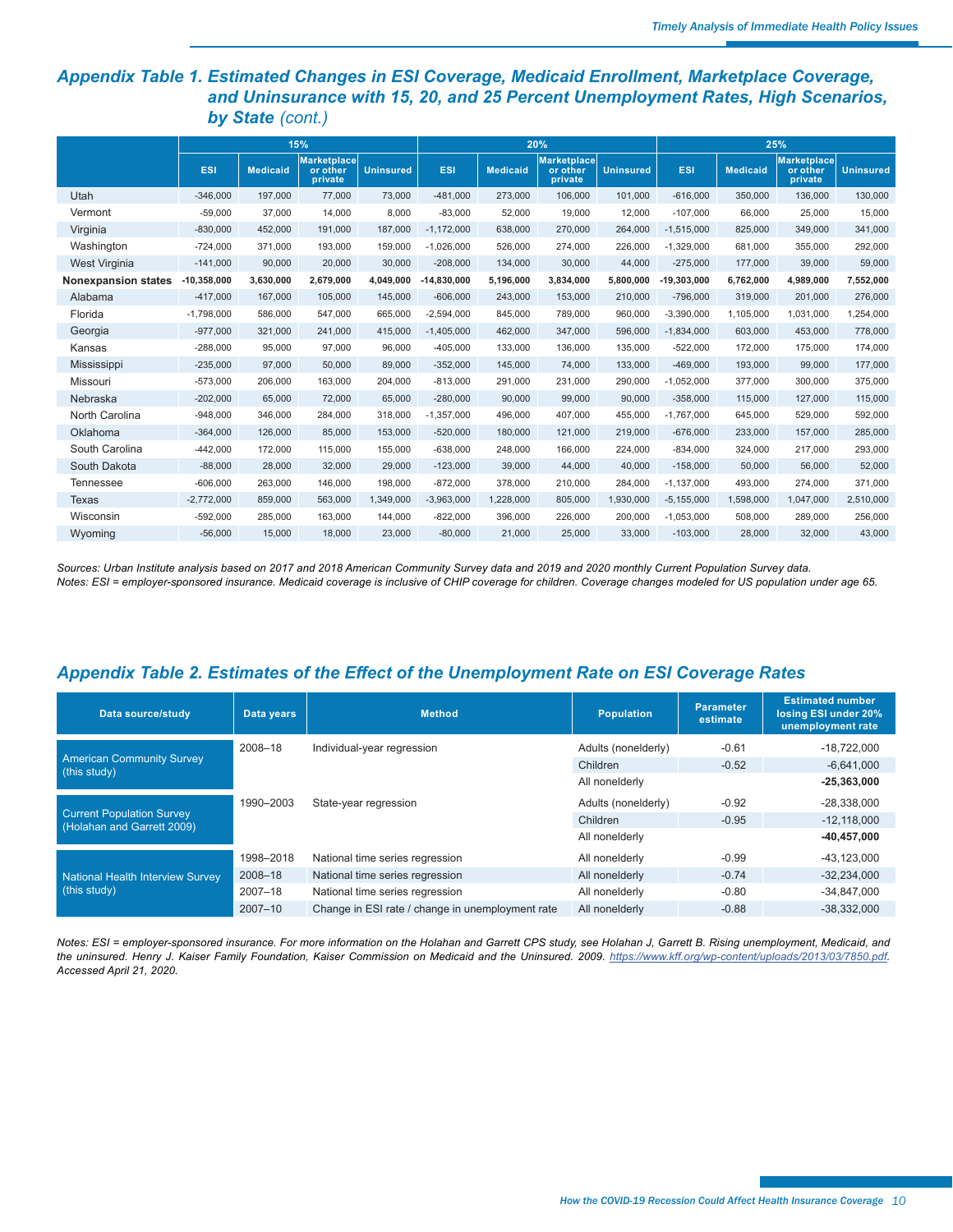## Appendix Table 1. Estimated Changes in ESI Coverage, Medicaid Enrollment, Marketplace Coverage, and Uninsurance with 15, 20, and 25 Percent Unemployment Rates, High Scenarios, by State *(cont.)*

| | 15% | | | | 20% | | | | 25% | | | |
|---|---|---|---|---|---|---|---|---|---|---|---|---|
| | ESI | Medicaid | Marketplace or other private | Uninsured | ESI | Medicaid | Marketplace or other private | Uninsured | ESI | Medicaid | Marketplace or other private | Uninsured |
| Utah | -346,000 | 197,000 | 77,000 | 73,000 | -481,000 | 273,000 | 106,000 | 101,000 | -616,000 | 350,000 | 136,000 | 130,000 |
| Vermont | -59,000 | 37,000 | 14,000 | 8,000 | -83,000 | 52,000 | 19,000 | 12,000 | -107,000 | 66,000 | 25,000 | 15,000 |
| Virginia | -830,000 | 452,000 | 191,000 | 187,000 | -1,172,000 | 638,000 | 270,000 | 264,000 | -1,515,000 | 825,000 | 349,000 | 341,000 |
| Washington | -724,000 | 371,000 | 193,000 | 159,000 | -1,026,000 | 526,000 | 274,000 | 226,000 | -1,329,000 | 681,000 | 355,000 | 292,000 |
| West Virginia | -141,000 | 90,000 | 20,000 | 30,000 | -208,000 | 134,000 | 30,000 | 44,000 | -275,000 | 177,000 | 39,000 | 59,000 |
| **Nonexpansion states** | **-10,358,000** | **3,630,000** | **2,679,000** | **4,049,000** | **-14,830,000** | **5,196,000** | **3,834,000** | **5,800,000** | **-19,303,000** | **6,762,000** | **4,989,000** | **7,552,000** |
| Alabama | -417,000 | 167,000 | 105,000 | 145,000 | -606,000 | 243,000 | 153,000 | 210,000 | -796,000 | 319,000 | 201,000 | 276,000 |
| Florida | -1,798,000 | 586,000 | 547,000 | 665,000 | -2,594,000 | 845,000 | 789,000 | 960,000 | -3,390,000 | 1,105,000 | 1,031,000 | 1,254,000 |
| Georgia | -977,000 | 321,000 | 241,000 | 415,000 | -1,405,000 | 462,000 | 347,000 | 596,000 | -1,834,000 | 603,000 | 453,000 | 778,000 |
| Kansas | -288,000 | 95,000 | 97,000 | 96,000 | -405,000 | 133,000 | 136,000 | 135,000 | -522,000 | 172,000 | 175,000 | 174,000 |
| Mississippi | -235,000 | 97,000 | 50,000 | 89,000 | -352,000 | 145,000 | 74,000 | 133,000 | -469,000 | 193,000 | 99,000 | 177,000 |
| Missouri | -573,000 | 206,000 | 163,000 | 204,000 | -813,000 | 291,000 | 231,000 | 290,000 | -1,052,000 | 377,000 | 300,000 | 375,000 |
| Nebraska | -202,000 | 65,000 | 72,000 | 65,000 | -280,000 | 90,000 | 99,000 | 90,000 | -358,000 | 115,000 | 127,000 | 115,000 |
| North Carolina | -948,000 | 346,000 | 284,000 | 318,000 | -1,357,000 | 496,000 | 407,000 | 455,000 | -1,767,000 | 645,000 | 529,000 | 592,000 |
| Oklahoma | -364,000 | 126,000 | 85,000 | 153,000 | -520,000 | 180,000 | 121,000 | 219,000 | -676,000 | 233,000 | 157,000 | 285,000 |
| South Carolina | -442,000 | 172,000 | 115,000 | 155,000 | -638,000 | 248,000 | 166,000 | 224,000 | -834,000 | 324,000 | 217,000 | 293,000 |
| South Dakota | -88,000 | 28,000 | 32,000 | 29,000 | -123,000 | 39,000 | 44,000 | 40,000 | -158,000 | 50,000 | 56,000 | 52,000 |
| Tennessee | -606,000 | 263,000 | 146,000 | 198,000 | -872,000 | 378,000 | 210,000 | 284,000 | -1,137,000 | 493,000 | 274,000 | 371,000 |
| Texas | -2,772,000 | 859,000 | 563,000 | 1,349,000 | -3,963,000 | 1,228,000 | 805,000 | 1,930,000 | -5,155,000 | 1,598,000 | 1,047,000 | 2,510,000 |
| Wisconsin | -592,000 | 285,000 | 163,000 | 144,000 | -822,000 | 396,000 | 226,000 | 200,000 | -1,053,000 | 508,000 | 289,000 | 256,000 |
| Wyoming | -56,000 | 15,000 | 18,000 | 23,000 | -80,000 | 21,000 | 25,000 | 33,000 | -103,000 | 28,000 | 32,000 | 43,000 |

*Sources: Urban Institute analysis based on 2017 and 2018 American Community Survey data and 2019 and 2020 monthly Current Population Survey data.*
*Notes: ESI = employer-sponsored insurance. Medicaid coverage is inclusive of CHIP coverage for children. Coverage changes modeled for US population under age 65.*

## Appendix Table 2. Estimates of the Effect of the Unemployment Rate on ESI Coverage Rates

| Data source/study | Data years | Method | Population | Parameter estimate | Estimated number losing ESI under 20% unemployment rate |
|---|---|---|---|---|---|
| American Community Survey (this study) | 2008–18 | Individual-year regression | Adults (nonelderly) | -0.61 | -18,722,000 |
| | | | Children | -0.52 | -6,641,000 |
| | | | All nonelderly | | **-25,363,000** |
| Current Population Survey (Holahan and Garrett 2009) | 1990–2003 | State-year regression | Adults (nonelderly) | -0.92 | -28,338,000 |
| | | | Children | -0.95 | -12,118,000 |
| | | | All nonelderly | | **-40,457,000** |
| National Health Interview Survey (this study) | 1998–2018 | National time series regression | All nonelderly | -0.99 | -43,123,000 |
| | 2008–18 | National time series regression | All nonelderly | -0.74 | -32,234,000 |
| | 2007–18 | National time series regression | All nonelderly | -0.80 | -34,847,000 |
| | 2007–10 | Change in ESI rate / change in unemployment rate | All nonelderly | -0.88 | -38,332,000 |

*Notes: ESI = employer-sponsored insurance. For more information on the Holahan and Garrett CPS study, see Holahan J, Garrett B. Rising unemployment, Medicaid, and the uninsured. Henry J. Kaiser Family Foundation, Kaiser Commission on Medicaid and the Uninsured. 2009. https://www.kff.org/wp-content/uploads/2013/03/7850.pdf. Accessed April 21, 2020.*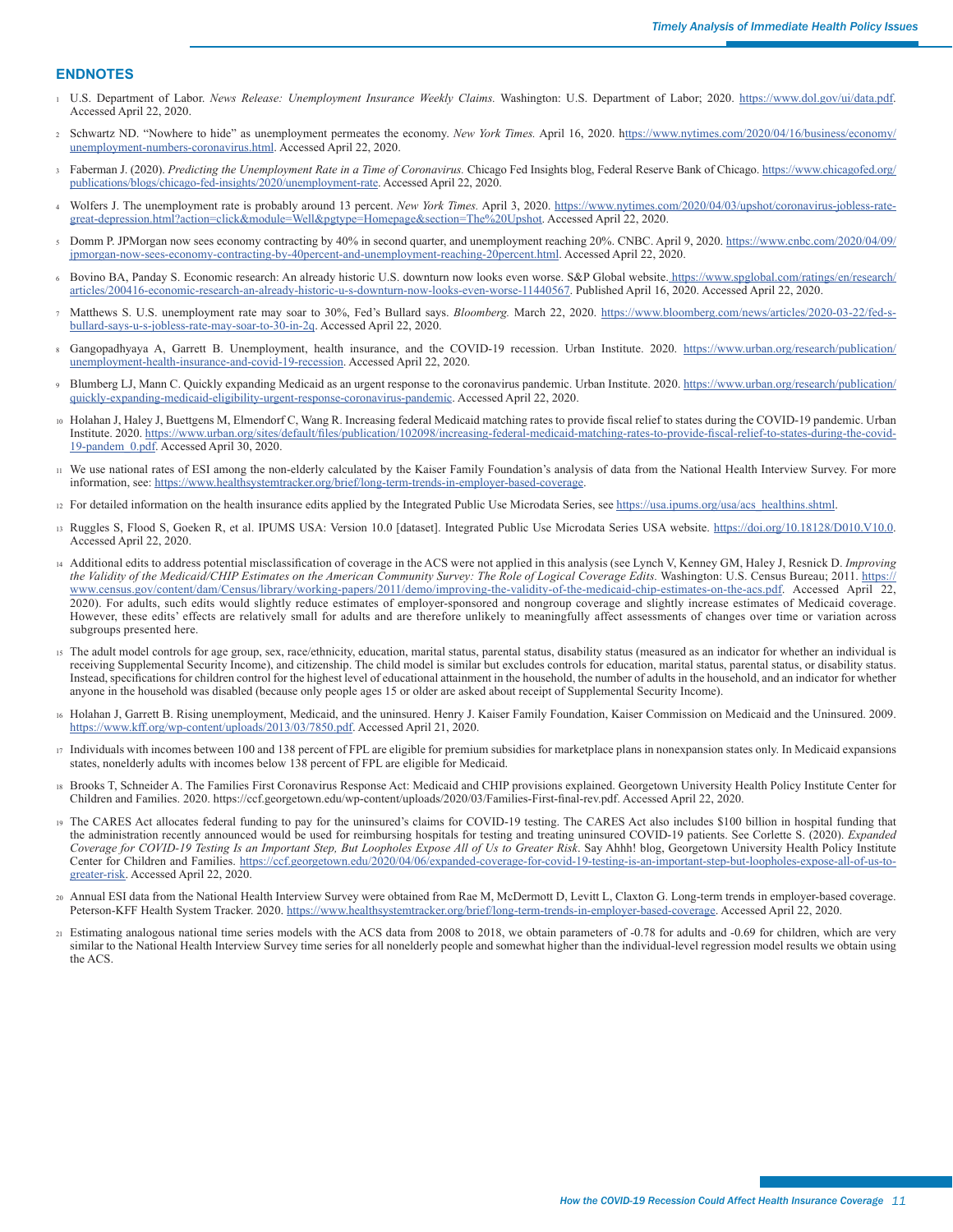## ENDNOTES

1. U.S. Department of Labor. *News Release: Unemployment Insurance Weekly Claims.* Washington: U.S. Department of Labor; 2020. https://www.dol.gov/ui/data.pdf. Accessed April 22, 2020.

2. Schwartz ND. "Nowhere to hide" as unemployment permeates the economy. *New York Times.* April 16, 2020. https://www.nytimes.com/2020/04/16/business/economy/unemployment-numbers-coronavirus.html. Accessed April 22, 2020.

3. Faberman J. (2020). *Predicting the Unemployment Rate in a Time of Coronavirus.* Chicago Fed Insights blog, Federal Reserve Bank of Chicago. https://www.chicagofed.org/publications/blogs/chicago-fed-insights/2020/unemployment-rate. Accessed April 22, 2020.

4. Wolfers J. The unemployment rate is probably around 13 percent. *New York Times.* April 3, 2020. https://www.nytimes.com/2020/04/03/upshot/coronavirus-jobless-rate-great-depression.html?action=click&module=Well&pgtype=Homepage&section=The%20Upshot. Accessed April 22, 2020.

5. Domm P. JPMorgan now sees economy contracting by 40% in second quarter, and unemployment reaching 20%. CNBC. April 9, 2020. https://www.cnbc.com/2020/04/09/jpmorgan-now-sees-economy-contracting-by-40percent-and-unemployment-reaching-20percent.html. Accessed April 22, 2020.

6. Bovino BA, Panday S. Economic research: An already historic U.S. downturn now looks even worse. S&P Global website. https://www.spglobal.com/ratings/en/research/articles/200416-economic-research-an-already-historic-u-s-downturn-now-looks-even-worse-11440567. Published April 16, 2020. Accessed April 22, 2020.

7. Matthews S. U.S. unemployment rate may soar to 30%, Fed's Bullard says. *Bloomberg.* March 22, 2020. https://www.bloomberg.com/news/articles/2020-03-22/fed-s-bullard-says-u-s-jobless-rate-may-soar-to-30-in-2q. Accessed April 22, 2020.

8. Gangopadhyaya A, Garrett B. Unemployment, health insurance, and the COVID-19 recession. Urban Institute. 2020. https://www.urban.org/research/publication/unemployment-health-insurance-and-covid-19-recession. Accessed April 22, 2020.

9. Blumberg LJ, Mann C. Quickly expanding Medicaid as an urgent response to the coronavirus pandemic. Urban Institute. 2020. https://www.urban.org/research/publication/quickly-expanding-medicaid-eligibility-urgent-response-coronavirus-pandemic. Accessed April 22, 2020.

10. Holahan J, Haley J, Buettgens M, Elmendorf C, Wang R. Increasing federal Medicaid matching rates to provide fiscal relief to states during the COVID-19 pandemic. Urban Institute. 2020. https://www.urban.org/sites/default/files/publication/102098/increasing-federal-medicaid-matching-rates-to-provide-fiscal-relief-to-states-during-the-covid-19-pandem_0.pdf. Accessed April 30, 2020.

11. We use national rates of ESI among the non-elderly calculated by the Kaiser Family Foundation's analysis of data from the National Health Interview Survey. For more information, see: https://www.healthsystemtracker.org/brief/long-term-trends-in-employer-based-coverage.

12. For detailed information on the health insurance edits applied by the Integrated Public Use Microdata Series, see https://usa.ipums.org/usa/acs_healthins.shtml.

13. Ruggles S, Flood S, Goeken R, et al. IPUMS USA: Version 10.0 [dataset]. Integrated Public Use Microdata Series USA website. https://doi.org/10.18128/D010.V10.0. Accessed April 22, 2020.

14. Additional edits to address potential misclassification of coverage in the ACS were not applied in this analysis (see Lynch V, Kenney GM, Haley J, Resnick D. *Improving the Validity of the Medicaid/CHIP Estimates on the American Community Survey: The Role of Logical Coverage Edits.* Washington: U.S. Census Bureau; 2011. https://www.census.gov/content/dam/Census/library/working-papers/2011/demo/improving-the-validity-of-the-medicaid-chip-estimates-on-the-acs.pdf. Accessed April 22, 2020). For adults, such edits would slightly reduce estimates of employer-sponsored and nongroup coverage and slightly increase estimates of Medicaid coverage. However, these edits' effects are relatively small for adults and are therefore unlikely to meaningfully affect assessments of changes over time or variation across subgroups presented here.

15. The adult model controls for age group, sex, race/ethnicity, education, marital status, parental status, disability status (measured as an indicator for whether an individual is receiving Supplemental Security Income), and citizenship. The child model is similar but excludes controls for education, marital status, parental status, or disability status. Instead, specifications for children control for the highest level of educational attainment in the household, the number of adults in the household, and an indicator for whether anyone in the household was disabled (because only people ages 15 or older are asked about receipt of Supplemental Security Income).

16. Holahan J, Garrett B. Rising unemployment, Medicaid, and the uninsured. Henry J. Kaiser Family Foundation, Kaiser Commission on Medicaid and the Uninsured. 2009. https://www.kff.org/wp-content/uploads/2013/03/7850.pdf. Accessed April 21, 2020.

17. Individuals with incomes between 100 and 138 percent of FPL are eligible for premium subsidies for marketplace plans in nonexpansion states only. In Medicaid expansions states, nonelderly adults with incomes below 138 percent of FPL are eligible for Medicaid.

18. Brooks T, Schneider A. The Families First Coronavirus Response Act: Medicaid and CHIP provisions explained. Georgetown University Health Policy Institute Center for Children and Families. 2020. https://ccf.georgetown.edu/wp-content/uploads/2020/03/Families-First-final-rev.pdf. Accessed April 22, 2020.

19. The CARES Act allocates federal funding to pay for the uninsured's claims for COVID-19 testing. The CARES Act also includes $100 billion in hospital funding that the administration recently announced would be used for reimbursing hospitals for testing and treating uninsured COVID-19 patients. See Corlette S. (2020). *Expanded Coverage for COVID-19 Testing Is an Important Step, But Loopholes Expose All of Us to Greater Risk*. Say Ahhh! blog, Georgetown University Health Policy Institute Center for Children and Families. https://ccf.georgetown.edu/2020/04/06/expanded-coverage-for-covid-19-testing-is-an-important-step-but-loopholes-expose-all-of-us-to-greater-risk. Accessed April 22, 2020.

20. Annual ESI data from the National Health Interview Survey were obtained from Rae M, McDermott D, Levitt L, Claxton G. Long-term trends in employer-based coverage. Peterson-KFF Health System Tracker. 2020. https://www.healthsystemtracker.org/brief/long-term-trends-in-employer-based-coverage. Accessed April 22, 2020.

21. Estimating analogous national time series models with the ACS data from 2008 to 2018, we obtain parameters of -0.78 for adults and -0.69 for children, which are very similar to the National Health Interview Survey time series for all nonelderly people and somewhat higher than the individual-level regression model results we obtain using the ACS.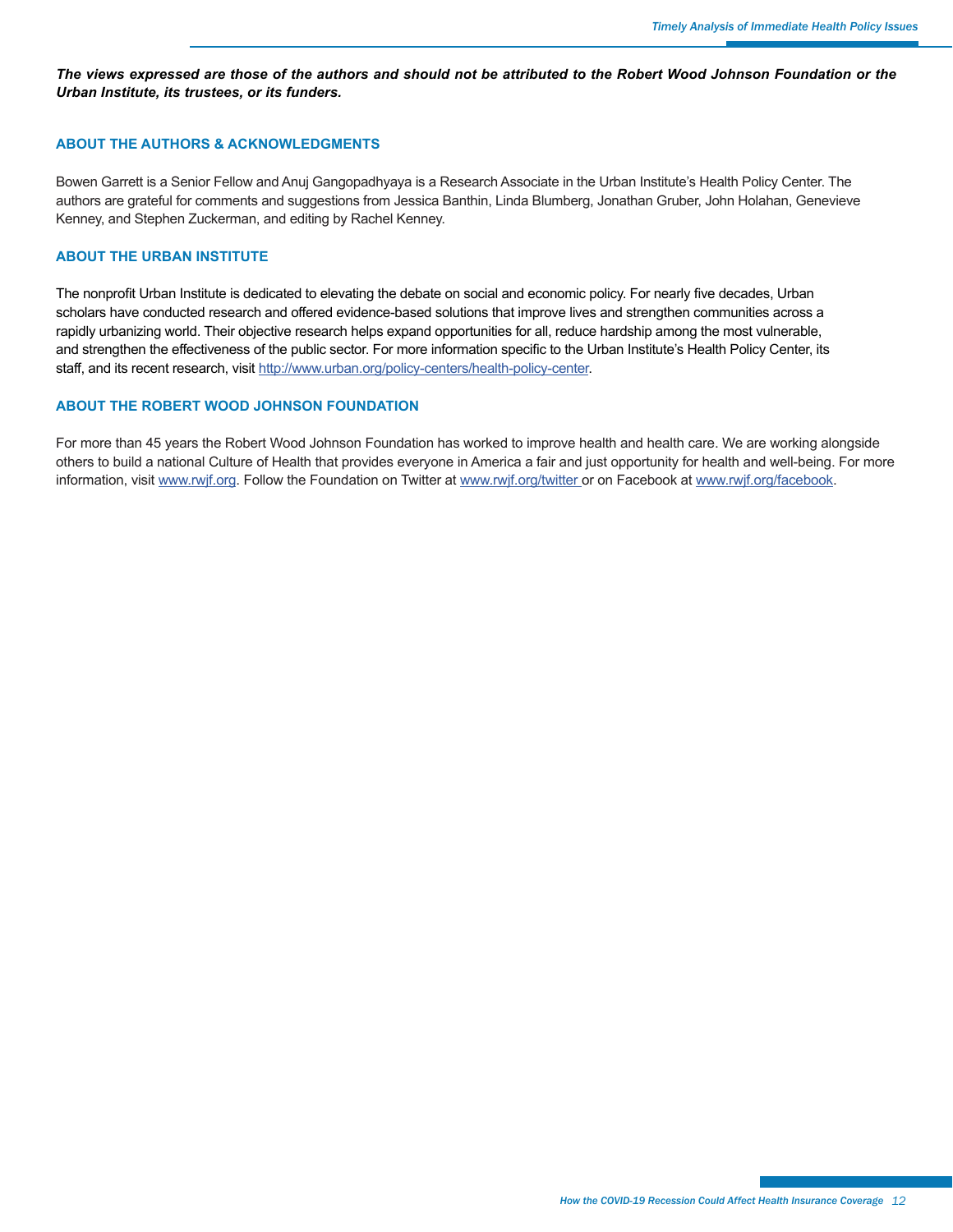***The views expressed are those of the authors and should not be attributed to the Robert Wood Johnson Foundation or the Urban Institute, its trustees, or its funders.***

## ABOUT THE AUTHORS & ACKNOWLEDGMENTS

Bowen Garrett is a Senior Fellow and Anuj Gangopadhyaya is a Research Associate in the Urban Institute's Health Policy Center. The authors are grateful for comments and suggestions from Jessica Banthin, Linda Blumberg, Jonathan Gruber, John Holahan, Genevieve Kenney, and Stephen Zuckerman, and editing by Rachel Kenney.

## ABOUT THE URBAN INSTITUTE

The nonprofit Urban Institute is dedicated to elevating the debate on social and economic policy. For nearly five decades, Urban scholars have conducted research and offered evidence-based solutions that improve lives and strengthen communities across a rapidly urbanizing world. Their objective research helps expand opportunities for all, reduce hardship among the most vulnerable, and strengthen the effectiveness of the public sector. For more information specific to the Urban Institute's Health Policy Center, its staff, and its recent research, visit [http://www.urban.org/policy-centers/health-policy-center](http://www.urban.org/policy-centers/health-policy-center).

## ABOUT THE ROBERT WOOD JOHNSON FOUNDATION

For more than 45 years the Robert Wood Johnson Foundation has worked to improve health and health care. We are working alongside others to build a national Culture of Health that provides everyone in America a fair and just opportunity for health and well-being. For more information, visit [www.rwjf.org](http://www.rwjf.org). Follow the Foundation on Twitter at [www.rwjf.org/twitter](http://www.rwjf.org/twitter) or on Facebook at [www.rwjf.org/facebook](http://www.rwjf.org/facebook).